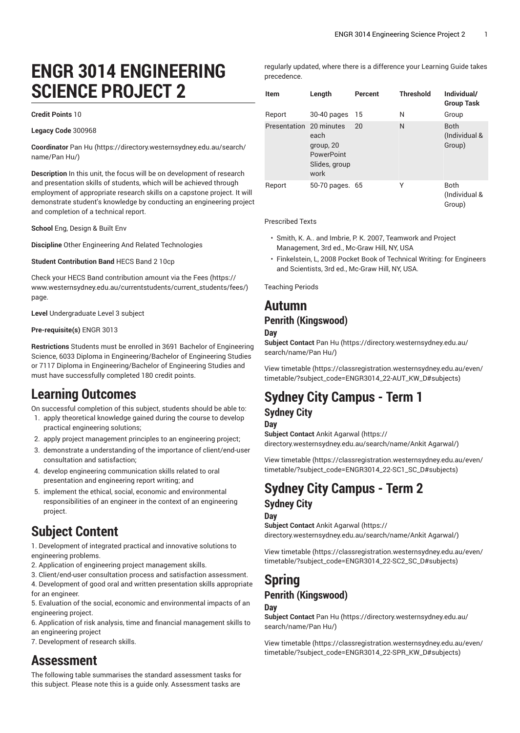# ENGR 3014 ENGINEERING SCIENCE PROJECT 2

**Credit Points** 10

**Legacy Code** 300968

**Coordinator** Pan Hu (https://directory.westernsydney.edu.au/search/name/Pan Hu/)

**Description** In this unit, the focus will be on development of research and presentation skills of students, which will be achieved through employment of appropriate research skills on a capstone project. It will demonstrate student's knowledge by conducting an engineering project and completion of a technical report.

**School** Eng, Design & Built Env

**Discipline** Other Engineering And Related Technologies

**Student Contribution Band** HECS Band 2 10cp

Check your HECS Band contribution amount via the Fees (https://www.westernsydney.edu.au/currentstudents/current_students/fees/) page.

**Level** Undergraduate Level 3 subject

**Pre-requisite(s)** ENGR 3013

**Restrictions** Students must be enrolled in 3691 Bachelor of Engineering Science, 6033 Diploma in Engineering/Bachelor of Engineering Studies or 7117 Diploma in Engineering/Bachelor of Engineering Studies and must have successfully completed 180 credit points.

## Learning Outcomes

On successful completion of this subject, students should be able to:

1. apply theoretical knowledge gained during the course to develop practical engineering solutions;
2. apply project management principles to an engineering project;
3. demonstrate a understanding of the importance of client/end-user consultation and satisfaction;
4. develop engineering communication skills related to oral presentation and engineering report writing; and
5. implement the ethical, social, economic and environmental responsibilities of an engineer in the context of an engineering project.

## Subject Content

1. Development of integrated practical and innovative solutions to engineering problems.
2. Application of engineering project management skills.
3. Client/end-user consultation process and satisfaction assessment.
4. Development of good oral and written presentation skills appropriate for an engineer.
5. Evaluation of the social, economic and environmental impacts of an engineering project.
6. Application of risk analysis, time and financial management skills to an engineering project
7. Development of research skills.

## Assessment

The following table summarises the standard assessment tasks for this subject. Please note this is a guide only. Assessment tasks are regularly updated, where there is a difference your Learning Guide takes precedence.

| Item | Length | Percent | Threshold | Individual/ Group Task |
|---|---|---|---|---|
| Report | 30-40 pages | 15 | N | Group |
| Presentation | 20 minutes each group, 20 PowerPoint Slides, group work | 20 | N | Both (Individual & Group) |
| Report | 50-70 pages. | 65 | Y | Both (Individual & Group) |

Prescribed Texts

- Smith, K. A.. and Imbrie, P. K. 2007, Teamwork and Project Management, 3rd ed., Mc-Graw Hill, NY, USA
- Finkelstein, L, 2008 Pocket Book of Technical Writing: for Engineers and Scientists, 3rd ed., Mc-Graw Hill, NY, USA.

Teaching Periods

## Autumn

### Penrith (Kingswood)

#### Day

**Subject Contact** Pan Hu (https://directory.westernsydney.edu.au/search/name/Pan Hu/)

View timetable (https://classregistration.westernsydney.edu.au/even/timetable/?subject_code=ENGR3014_22-AUT_KW_D#subjects)

## Sydney City Campus - Term 1

### Sydney City

#### Day

**Subject Contact** Ankit Agarwal (https://directory.westernsydney.edu.au/search/name/Ankit Agarwal/)

View timetable (https://classregistration.westernsydney.edu.au/even/timetable/?subject_code=ENGR3014_22-SC1_SC_D#subjects)

## Sydney City Campus - Term 2

### Sydney City

#### Day

**Subject Contact** Ankit Agarwal (https://directory.westernsydney.edu.au/search/name/Ankit Agarwal/)

View timetable (https://classregistration.westernsydney.edu.au/even/timetable/?subject_code=ENGR3014_22-SC2_SC_D#subjects)

## Spring

### Penrith (Kingswood)

#### Day

**Subject Contact** Pan Hu (https://directory.westernsydney.edu.au/search/name/Pan Hu/)

View timetable (https://classregistration.westernsydney.edu.au/even/timetable/?subject_code=ENGR3014_22-SPR_KW_D#subjects)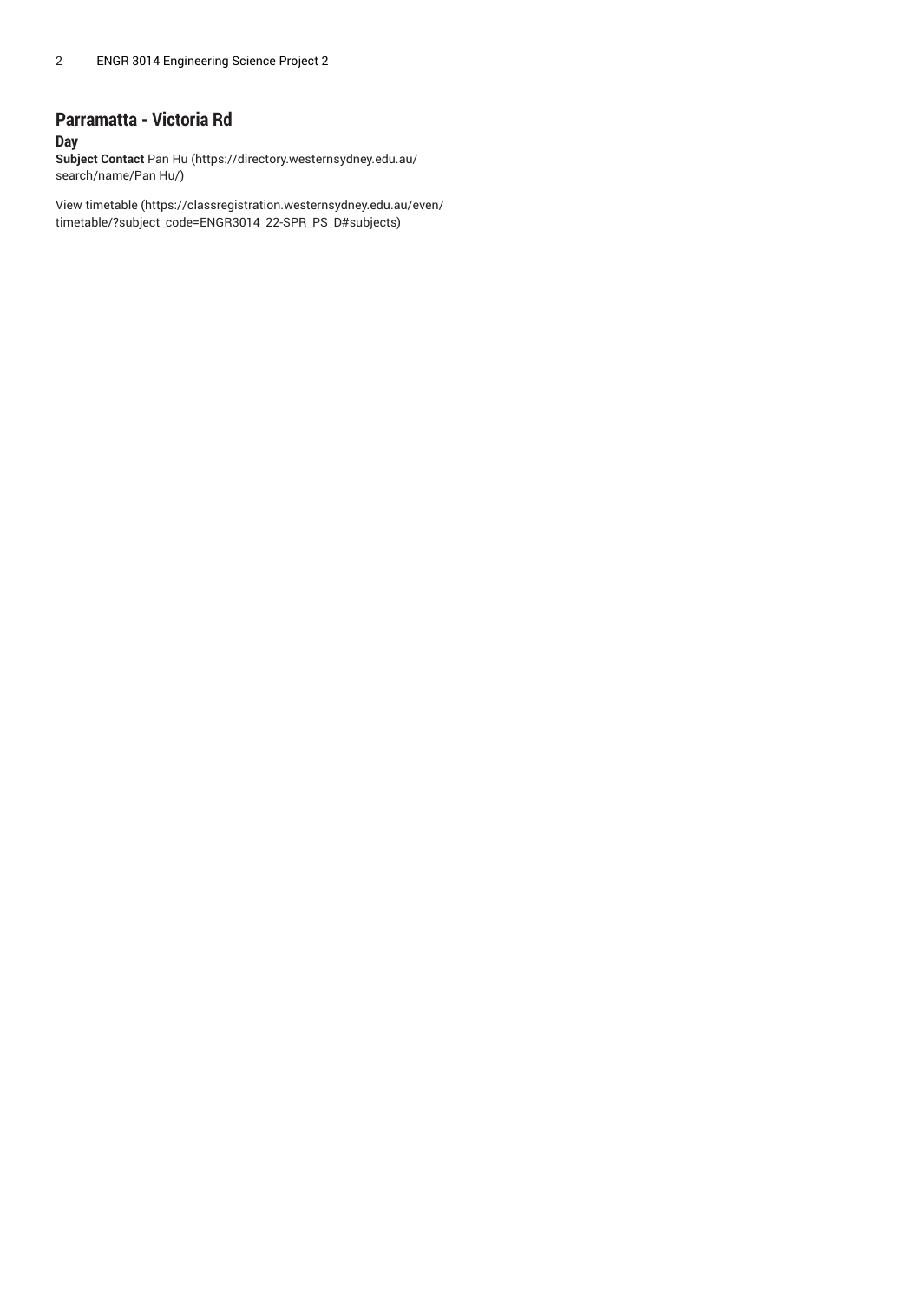## Parramatta - Victoria Rd

### Day

**Subject Contact** Pan Hu (https://directory.westernsydney.edu.au/search/name/Pan Hu/)

View timetable (https://classregistration.westernsydney.edu.au/even/timetable/?subject_code=ENGR3014_22-SPR_PS_D#subjects)